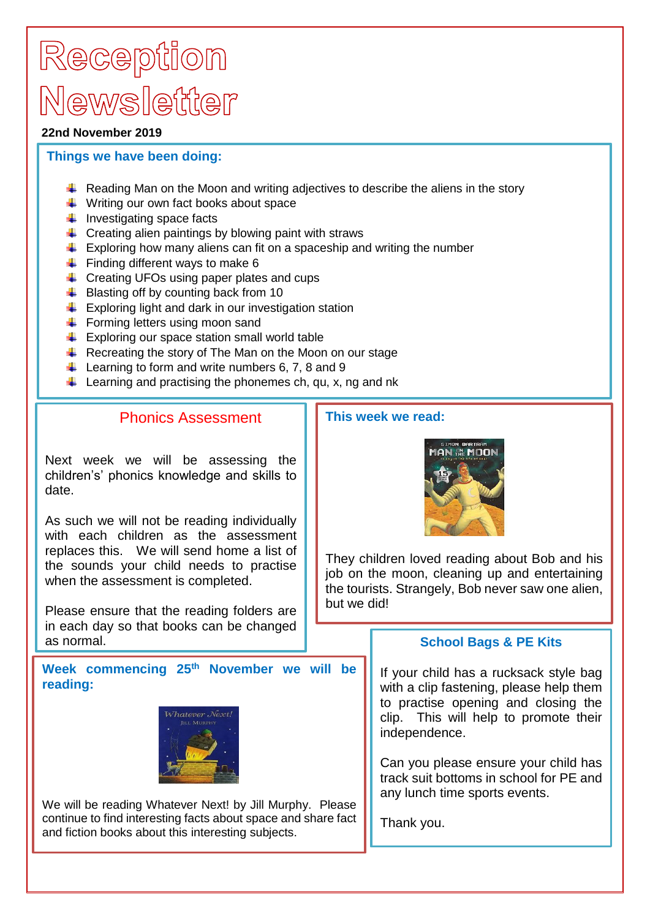# Reception Newsletter

**22nd November 2019**

## Things we have been doing:

- Reading Man on the Moon and writing adjectives to describe the aliens in the story
- Writing our own fact books about space
- Investigating space facts
- Creating alien paintings by blowing paint with straws
- Exploring how many aliens can fit on a spaceship and writing the number
- Finding different ways to make 6
- Creating UFOs using paper plates and cups
- Blasting off by counting back from 10
- Exploring light and dark in our investigation station
- Forming letters using moon sand
- Exploring our space station small world table
- Recreating the story of The Man on the Moon on our stage
- Learning to form and write numbers 6, 7, 8 and 9
- Learning and practising the phonemes ch, qu, x, ng and nk

## Phonics Assessment

Next week we will be assessing the children's' phonics knowledge and skills to date.

As such we will not be reading individually with each children as the assessment replaces this. We will send home a list of the sounds your child needs to practise when the assessment is completed.

Please ensure that the reading folders are in each day so that books can be changed as normal.

## This week we read:

They children loved reading about Bob and his job on the moon, cleaning up and entertaining the tourists. Strangely, Bob never saw one alien, but we did!

## Week commencing 25th November we will be reading:

We will be reading Whatever Next! by Jill Murphy. Please continue to find interesting facts about space and share fact and fiction books about this interesting subjects.

## School Bags & PE Kits

If your child has a rucksack style bag with a clip fastening, please help them to practise opening and closing the clip. This will help to promote their independence.

Can you please ensure your child has track suit bottoms in school for PE and any lunch time sports events.

Thank you.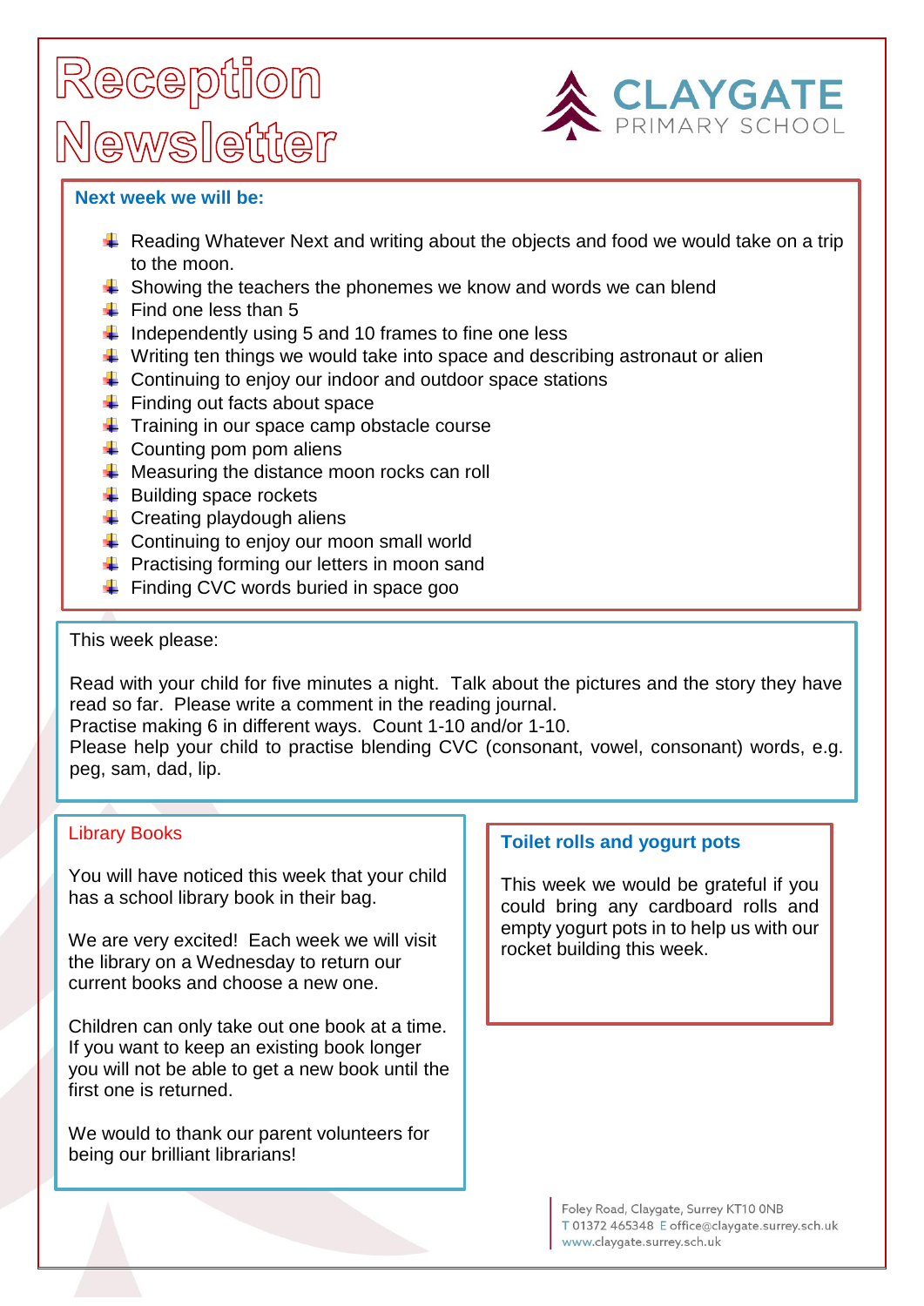# Reception Newsletter

CLAYGATE PRIMARY SCHOOL

**Next week we will be:**

- Reading Whatever Next and writing about the objects and food we would take on a trip to the moon.
- Showing the teachers the phonemes we know and words we can blend
- Find one less than 5
- Independently using 5 and 10 frames to fine one less
- Writing ten things we would take into space and describing astronaut or alien
- Continuing to enjoy our indoor and outdoor space stations
- Finding out facts about space
- Training in our space camp obstacle course
- Counting pom pom aliens
- Measuring the distance moon rocks can roll
- Building space rockets
- Creating playdough aliens
- Continuing to enjoy our moon small world
- Practising forming our letters in moon sand
- Finding CVC words buried in space goo

This week please:

Read with your child for five minutes a night. Talk about the pictures and the story they have read so far. Please write a comment in the reading journal.
Practise making 6 in different ways. Count 1-10 and/or 1-10.
Please help your child to practise blending CVC (consonant, vowel, consonant) words, e.g. peg, sam, dad, lip.

## Library Books

You will have noticed this week that your child has a school library book in their bag.

We are very excited! Each week we will visit the library on a Wednesday to return our current books and choose a new one.

Children can only take out one book at a time. If you want to keep an existing book longer you will not be able to get a new book until the first one is returned.

We would to thank our parent volunteers for being our brilliant librarians!

## Toilet rolls and yogurt pots

This week we would be grateful if you could bring any cardboard rolls and empty yogurt pots in to help us with our rocket building this week.

Foley Road, Claygate, Surrey KT10 0NB
T 01372 465348 E office@claygate.surrey.sch.uk
www.claygate.surrey.sch.uk